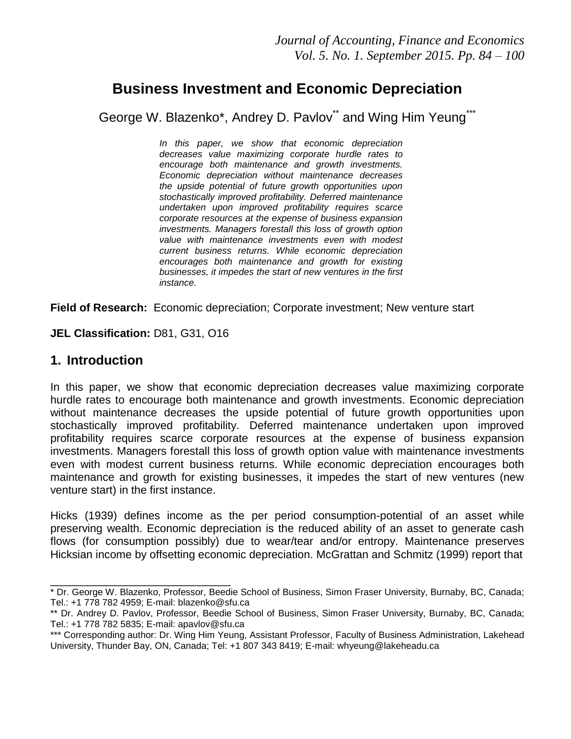# Business Investment and Economic Depreciation

George W. Blazenko*, Andrey D. Pavlov** and Wing Him Yeung***

*In this paper, we show that economic depreciation decreases value maximizing corporate hurdle rates to encourage both maintenance and growth investments. Economic depreciation without maintenance decreases the upside potential of future growth opportunities upon stochastically improved profitability. Deferred maintenance undertaken upon improved profitability requires scarce corporate resources at the expense of business expansion investments. Managers forestall this loss of growth option value with maintenance investments even with modest current business returns. While economic depreciation encourages both maintenance and growth for existing businesses, it impedes the start of new ventures in the first instance.*

**Field of Research:** Economic depreciation; Corporate investment; New venture start

**JEL Classification:** D81, G31, O16

## 1. Introduction

In this paper, we show that economic depreciation decreases value maximizing corporate hurdle rates to encourage both maintenance and growth investments. Economic depreciation without maintenance decreases the upside potential of future growth opportunities upon stochastically improved profitability. Deferred maintenance undertaken upon improved profitability requires scarce corporate resources at the expense of business expansion investments. Managers forestall this loss of growth option value with maintenance investments even with modest current business returns. While economic depreciation encourages both maintenance and growth for existing businesses, it impedes the start of new ventures (new venture start) in the first instance.

Hicks (1939) defines income as the per period consumption-potential of an asset while preserving wealth. Economic depreciation is the reduced ability of an asset to generate cash flows (for consumption possibly) due to wear/tear and/or entropy. Maintenance preserves Hicksian income by offsetting economic depreciation. McGrattan and Schmitz (1999) report that

---

\* Dr. George W. Blazenko, Professor, Beedie School of Business, Simon Fraser University, Burnaby, BC, Canada; Tel.: +1 778 782 4959; E-mail: blazenko@sfu.ca

\*\* Dr. Andrey D. Pavlov, Professor, Beedie School of Business, Simon Fraser University, Burnaby, BC, Canada; Tel.: +1 778 782 5835; E-mail: apavlov@sfu.ca

\*\*\* Corresponding author: Dr. Wing Him Yeung, Assistant Professor, Faculty of Business Administration, Lakehead University, Thunder Bay, ON, Canada; Tel: +1 807 343 8419; E-mail: whyeung@lakeheadu.ca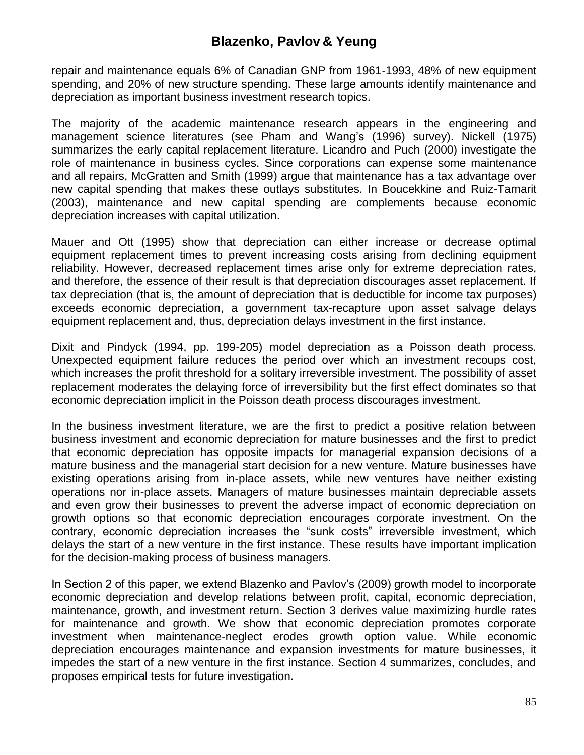repair and maintenance equals 6% of Canadian GNP from 1961-1993, 48% of new equipment spending, and 20% of new structure spending. These large amounts identify maintenance and depreciation as important business investment research topics.

The majority of the academic maintenance research appears in the engineering and management science literatures (see Pham and Wang's (1996) survey). Nickell (1975) summarizes the early capital replacement literature. Licandro and Puch (2000) investigate the role of maintenance in business cycles. Since corporations can expense some maintenance and all repairs, McGratten and Smith (1999) argue that maintenance has a tax advantage over new capital spending that makes these outlays substitutes. In Boucekkine and Ruiz-Tamarit (2003), maintenance and new capital spending are complements because economic depreciation increases with capital utilization.

Mauer and Ott (1995) show that depreciation can either increase or decrease optimal equipment replacement times to prevent increasing costs arising from declining equipment reliability. However, decreased replacement times arise only for extreme depreciation rates, and therefore, the essence of their result is that depreciation discourages asset replacement. If tax depreciation (that is, the amount of depreciation that is deductible for income tax purposes) exceeds economic depreciation, a government tax-recapture upon asset salvage delays equipment replacement and, thus, depreciation delays investment in the first instance.

Dixit and Pindyck (1994, pp. 199-205) model depreciation as a Poisson death process. Unexpected equipment failure reduces the period over which an investment recoups cost, which increases the profit threshold for a solitary irreversible investment. The possibility of asset replacement moderates the delaying force of irreversibility but the first effect dominates so that economic depreciation implicit in the Poisson death process discourages investment.

In the business investment literature, we are the first to predict a positive relation between business investment and economic depreciation for mature businesses and the first to predict that economic depreciation has opposite impacts for managerial expansion decisions of a mature business and the managerial start decision for a new venture. Mature businesses have existing operations arising from in-place assets, while new ventures have neither existing operations nor in-place assets. Managers of mature businesses maintain depreciable assets and even grow their businesses to prevent the adverse impact of economic depreciation on growth options so that economic depreciation encourages corporate investment. On the contrary, economic depreciation increases the "sunk costs" irreversible investment, which delays the start of a new venture in the first instance. These results have important implication for the decision-making process of business managers.

In Section 2 of this paper, we extend Blazenko and Pavlov's (2009) growth model to incorporate economic depreciation and develop relations between profit, capital, economic depreciation, maintenance, growth, and investment return. Section 3 derives value maximizing hurdle rates for maintenance and growth. We show that economic depreciation promotes corporate investment when maintenance-neglect erodes growth option value. While economic depreciation encourages maintenance and expansion investments for mature businesses, it impedes the start of a new venture in the first instance. Section 4 summarizes, concludes, and proposes empirical tests for future investigation.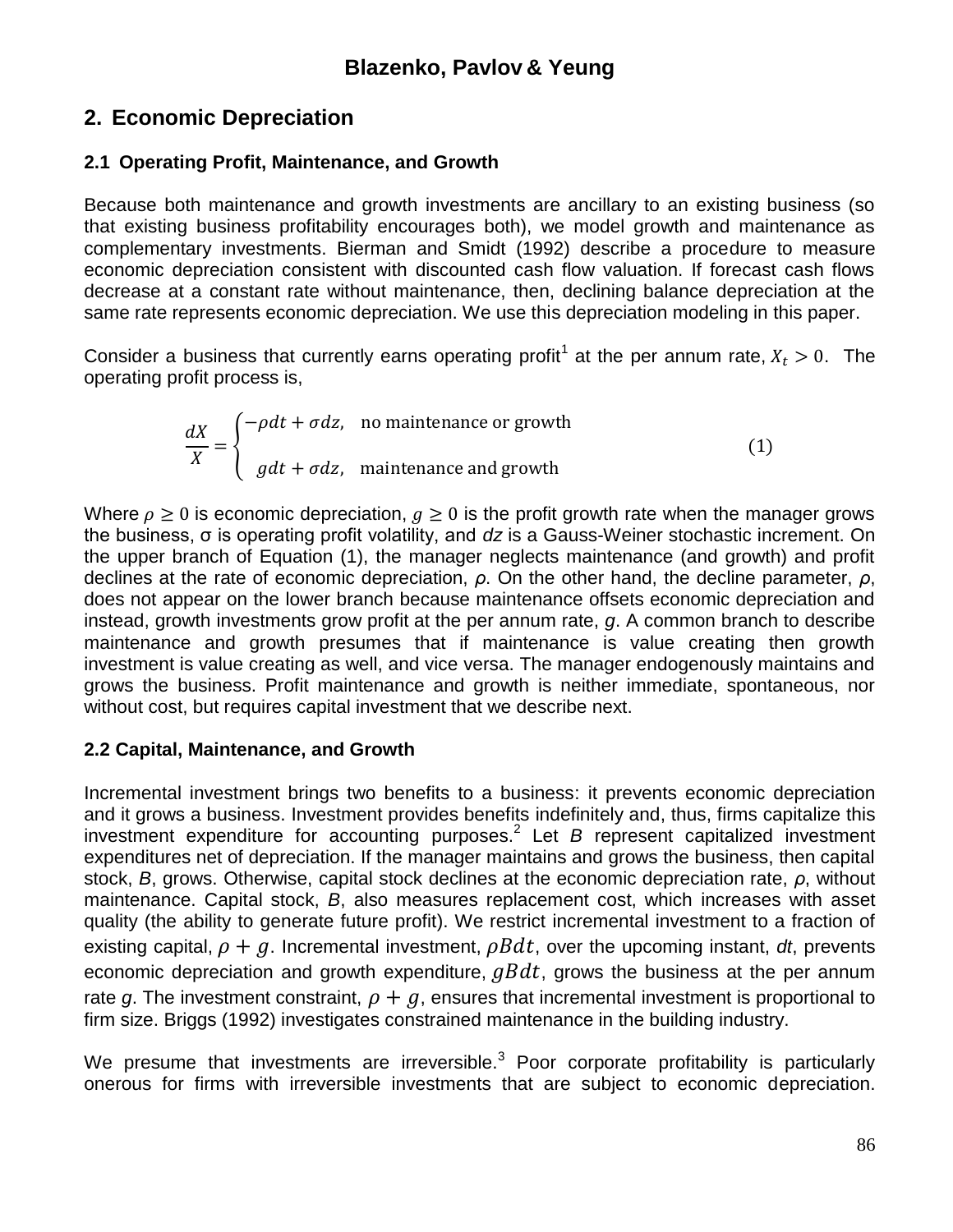## 2. Economic Depreciation

### 2.1 Operating Profit, Maintenance, and Growth

Because both maintenance and growth investments are ancillary to an existing business (so that existing business profitability encourages both), we model growth and maintenance as complementary investments. Bierman and Smidt (1992) describe a procedure to measure economic depreciation consistent with discounted cash flow valuation. If forecast cash flows decrease at a constant rate without maintenance, then, declining balance depreciation at the same rate represents economic depreciation. We use this depreciation modeling in this paper.

Consider a business that currently earns operating profit[1] at the per annum rate, $X_t > 0$. The operating profit process is,

$$\frac{dX}{X} = \begin{cases} -\rho dt + \sigma dz, & \text{no maintenance or growth} \\ \\ g dt + \sigma dz, & \text{maintenance and growth} \end{cases} \tag{1}$$

Where $\rho \geq 0$ is economic depreciation, $g \geq 0$ is the profit growth rate when the manager grows the business, σ is operating profit volatility, and *dz* is a Gauss-Weiner stochastic increment. On the upper branch of Equation (1), the manager neglects maintenance (and growth) and profit declines at the rate of economic depreciation, *ρ*. On the other hand, the decline parameter, *ρ*, does not appear on the lower branch because maintenance offsets economic depreciation and instead, growth investments grow profit at the per annum rate, *g*. A common branch to describe maintenance and growth presumes that if maintenance is value creating then growth investment is value creating as well, and vice versa. The manager endogenously maintains and grows the business. Profit maintenance and growth is neither immediate, spontaneous, nor without cost, but requires capital investment that we describe next.

### 2.2 Capital, Maintenance, and Growth

Incremental investment brings two benefits to a business: it prevents economic depreciation and it grows a business. Investment provides benefits indefinitely and, thus, firms capitalize this investment expenditure for accounting purposes.[2] Let *B* represent capitalized investment expenditures net of depreciation. If the manager maintains and grows the business, then capital stock, *B*, grows. Otherwise, capital stock declines at the economic depreciation rate, *ρ*, without maintenance. Capital stock, *B*, also measures replacement cost, which increases with asset quality (the ability to generate future profit). We restrict incremental investment to a fraction of existing capital, $\rho + g$. Incremental investment, $\rho B dt$, over the upcoming instant, *dt*, prevents economic depreciation and growth expenditure, $gBdt$, grows the business at the per annum rate *g*. The investment constraint, $\rho + g$, ensures that incremental investment is proportional to firm size. Briggs (1992) investigates constrained maintenance in the building industry.

We presume that investments are irreversible.[3] Poor corporate profitability is particularly onerous for firms with irreversible investments that are subject to economic depreciation.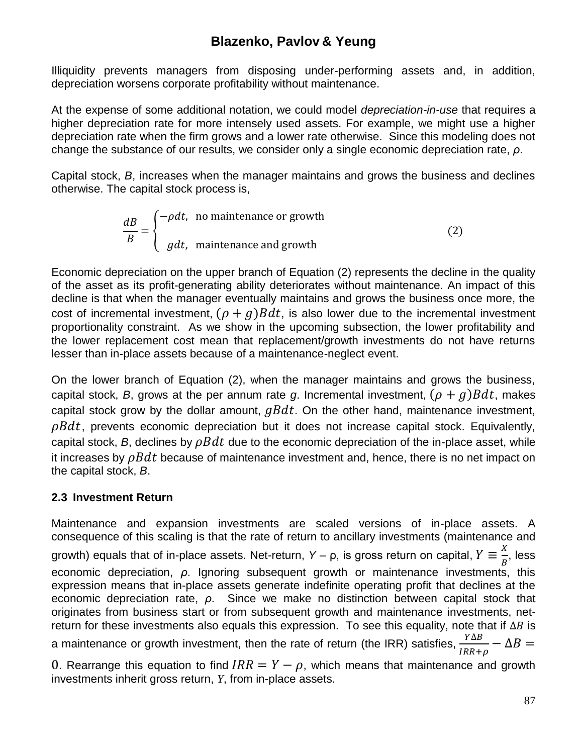Illiquidity prevents managers from disposing under-performing assets and, in addition, depreciation worsens corporate profitability without maintenance.

At the expense of some additional notation, we could model *depreciation-in-use* that requires a higher depreciation rate for more intensely used assets. For example, we might use a higher depreciation rate when the firm grows and a lower rate otherwise. Since this modeling does not change the substance of our results, we consider only a single economic depreciation rate, *ρ*.

Capital stock, *B*, increases when the manager maintains and grows the business and declines otherwise. The capital stock process is,

$$\frac{dB}{B} = \begin{cases} -\rho dt, & \text{no maintenance or growth} \\ \\ gdt, & \text{maintenance and growth} \end{cases} \tag{2}$$

Economic depreciation on the upper branch of Equation (2) represents the decline in the quality of the asset as its profit-generating ability deteriorates without maintenance. An impact of this decline is that when the manager eventually maintains and grows the business once more, the cost of incremental investment, $(\rho + g)Bdt$, is also lower due to the incremental investment proportionality constraint. As we show in the upcoming subsection, the lower profitability and the lower replacement cost mean that replacement/growth investments do not have returns lesser than in-place assets because of a maintenance-neglect event.

On the lower branch of Equation (2), when the manager maintains and grows the business, capital stock, *B*, grows at the per annum rate *g*. Incremental investment, $(\rho + g)Bdt$, makes capital stock grow by the dollar amount, $gBdt$. On the other hand, maintenance investment, $\rho Bdt$, prevents economic depreciation but it does not increase capital stock. Equivalently, capital stock, *B*, declines by $\rho Bdt$ due to the economic depreciation of the in-place asset, while it increases by $\rho Bdt$ because of maintenance investment and, hence, there is no net impact on the capital stock, *B*.

### 2.3 Investment Return

Maintenance and expansion investments are scaled versions of in-place assets. A consequence of this scaling is that the rate of return to ancillary investments (maintenance and growth) equals that of in-place assets. Net-return, *Y* – ρ, is gross return on capital, $Y \equiv \frac{X}{B}$, less economic depreciation, *ρ*. Ignoring subsequent growth or maintenance investments, this expression means that in-place assets generate indefinite operating profit that declines at the economic depreciation rate, *ρ*. Since we make no distinction between capital stock that originates from business start or from subsequent growth and maintenance investments, net-return for these investments also equals this expression. To see this equality, note that if $\Delta B$ is a maintenance or growth investment, then the rate of return (the IRR) satisfies, $\frac{Y\Delta B}{IRR+\rho} - \Delta B = 0$. Rearrange this equation to find $IRR = Y - \rho$, which means that maintenance and growth investments inherit gross return, $Y$, from in-place assets.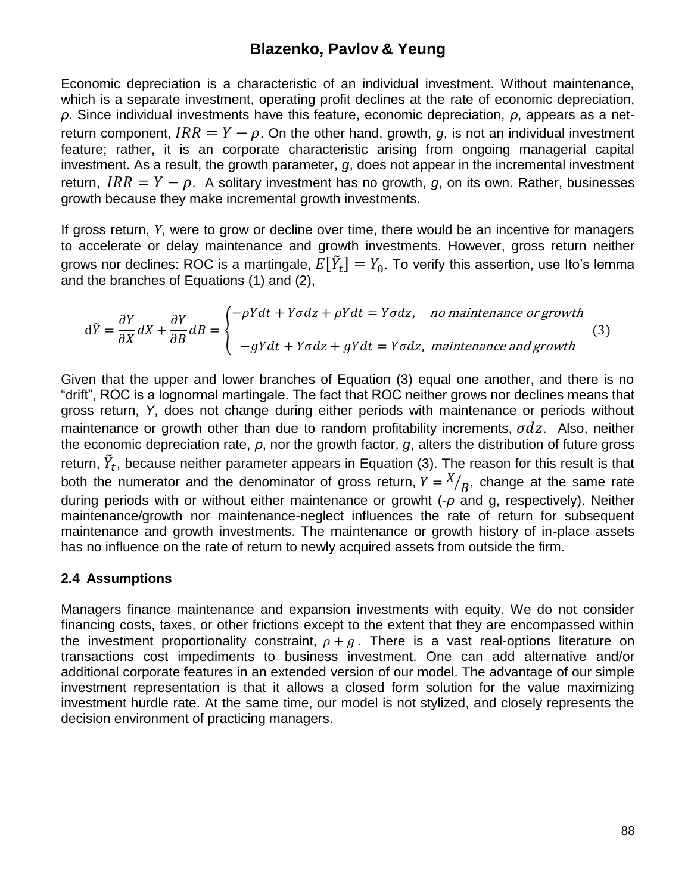Economic depreciation is a characteristic of an individual investment. Without maintenance, which is a separate investment, operating profit declines at the rate of economic depreciation, $\rho$. Since individual investments have this feature, economic depreciation, $\rho$, appears as a net-return component, $IRR = Y - \rho$. On the other hand, growth, $g$, is not an individual investment feature; rather, it is an corporate characteristic arising from ongoing managerial capital investment. As a result, the growth parameter, $g$, does not appear in the incremental investment return, $IRR = Y - \rho$. A solitary investment has no growth, $g$, on its own. Rather, businesses growth because they make incremental growth investments.

If gross return, $Y$, were to grow or decline over time, there would be an incentive for managers to accelerate or delay maintenance and growth investments. However, gross return neither grows nor declines: ROC is a martingale, $E[\tilde{Y}_t] = Y_0$. To verify this assertion, use Ito's lemma and the branches of Equations (1) and (2),

$$\mathrm{d}\tilde{Y} = \frac{\partial Y}{\partial X}dX + \frac{\partial Y}{\partial B}dB = \begin{cases} -\rho Y dt + Y\sigma dz + \rho Y dt = Y\sigma dz, & \textit{no maintenance or growth} \\ \\ -gYdt + Y\sigma dz + gYdt = Y\sigma dz, & \textit{maintenance and growth} \end{cases} \tag{3}$$

Given that the upper and lower branches of Equation (3) equal one another, and there is no "drift", ROC is a lognormal martingale. The fact that ROC neither grows nor declines means that gross return, $Y$, does not change during either periods with maintenance or periods without maintenance or growth other than due to random profitability increments, $\sigma dz$. Also, neither the economic depreciation rate, $\rho$, nor the growth factor, $g$, alters the distribution of future gross return, $\tilde{Y}_t$, because neither parameter appears in Equation (3). The reason for this result is that both the numerator and the denominator of gross return, $Y = X/_B$, change at the same rate during periods with or without either maintenance or growht ($-\rho$ and g, respectively). Neither maintenance/growth nor maintenance-neglect influences the rate of return for subsequent maintenance and growth investments. The maintenance or growth history of in-place assets has no influence on the rate of return to newly acquired assets from outside the firm.

### 2.4 Assumptions

Managers finance maintenance and expansion investments with equity. We do not consider financing costs, taxes, or other frictions except to the extent that they are encompassed within the investment proportionality constraint, $\rho + g$. There is a vast real-options literature on transactions cost impediments to business investment. One can add alternative and/or additional corporate features in an extended version of our model. The advantage of our simple investment representation is that it allows a closed form solution for the value maximizing investment hurdle rate. At the same time, our model is not stylized, and closely represents the decision environment of practicing managers.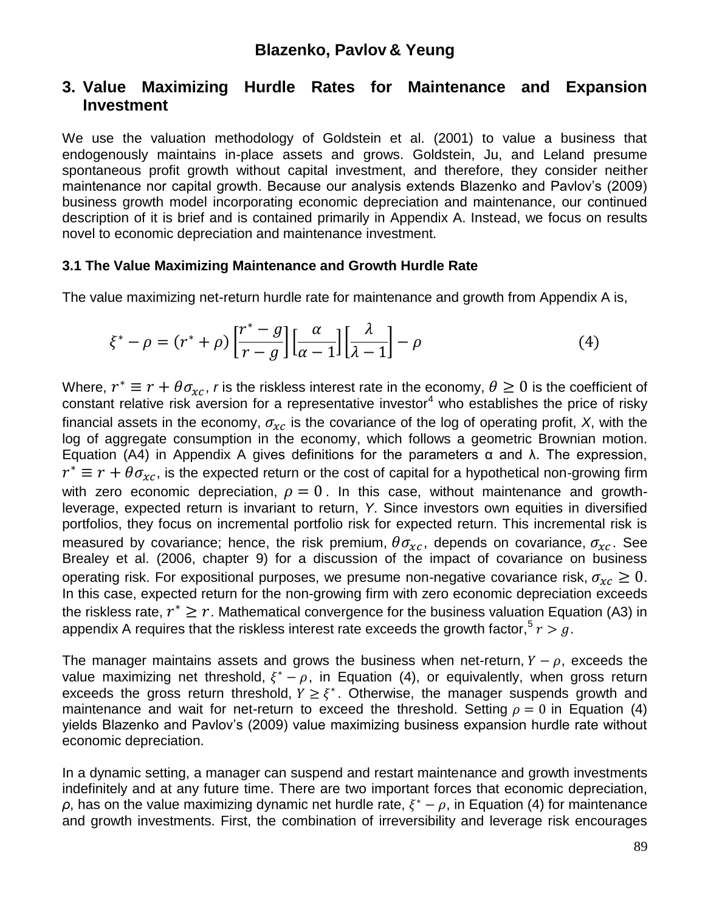## 3. Value Maximizing Hurdle Rates for Maintenance and Expansion Investment

We use the valuation methodology of Goldstein et al. (2001) to value a business that endogenously maintains in-place assets and grows. Goldstein, Ju, and Leland presume spontaneous profit growth without capital investment, and therefore, they consider neither maintenance nor capital growth. Because our analysis extends Blazenko and Pavlov's (2009) business growth model incorporating economic depreciation and maintenance, our continued description of it is brief and is contained primarily in Appendix A. Instead, we focus on results novel to economic depreciation and maintenance investment.

### 3.1 The Value Maximizing Maintenance and Growth Hurdle Rate

The value maximizing net-return hurdle rate for maintenance and growth from Appendix A is,

$$\xi^* - \rho = (r^* + \rho)\left[\frac{r^* - g}{r - g}\right]\left[\frac{\alpha}{\alpha - 1}\right]\left[\frac{\lambda}{\lambda - 1}\right] - \rho \tag{4}$$

Where, $r^* \equiv r + \theta\sigma_{xc}$, *r* is the riskless interest rate in the economy, $\theta \geq 0$ is the coefficient of constant relative risk aversion for a representative investor[4] who establishes the price of risky financial assets in the economy, $\sigma_{xc}$ is the covariance of the log of operating profit, *X*, with the log of aggregate consumption in the economy, which follows a geometric Brownian motion. Equation (A4) in Appendix A gives definitions for the parameters α and λ. The expression, $r^* \equiv r + \theta\sigma_{xc}$, is the expected return or the cost of capital for a hypothetical non-growing firm with zero economic depreciation, $\rho = 0$. In this case, without maintenance and growth-leverage, expected return is invariant to return, *Y*. Since investors own equities in diversified portfolios, they focus on incremental portfolio risk for expected return. This incremental risk is measured by covariance; hence, the risk premium, $\theta\sigma_{xc}$, depends on covariance, $\sigma_{xc}$. See Brealey et al. (2006, chapter 9) for a discussion of the impact of covariance on business operating risk. For expositional purposes, we presume non-negative covariance risk, $\sigma_{xc} \geq 0$. In this case, expected return for the non-growing firm with zero economic depreciation exceeds the riskless rate, $r^* \geq r$. Mathematical convergence for the business valuation Equation (A3) in appendix A requires that the riskless interest rate exceeds the growth factor,[5] $r > g$.

The manager maintains assets and grows the business when net-return, $Y - \rho$, exceeds the value maximizing net threshold, $\xi^* - \rho$, in Equation (4), or equivalently, when gross return exceeds the gross return threshold, $Y \geq \xi^*$. Otherwise, the manager suspends growth and maintenance and wait for net-return to exceed the threshold. Setting $\rho = 0$ in Equation (4) yields Blazenko and Pavlov's (2009) value maximizing business expansion hurdle rate without economic depreciation.

In a dynamic setting, a manager can suspend and restart maintenance and growth investments indefinitely and at any future time. There are two important forces that economic depreciation, *ρ*, has on the value maximizing dynamic net hurdle rate, $\xi^* - \rho$, in Equation (4) for maintenance and growth investments. First, the combination of irreversibility and leverage risk encourages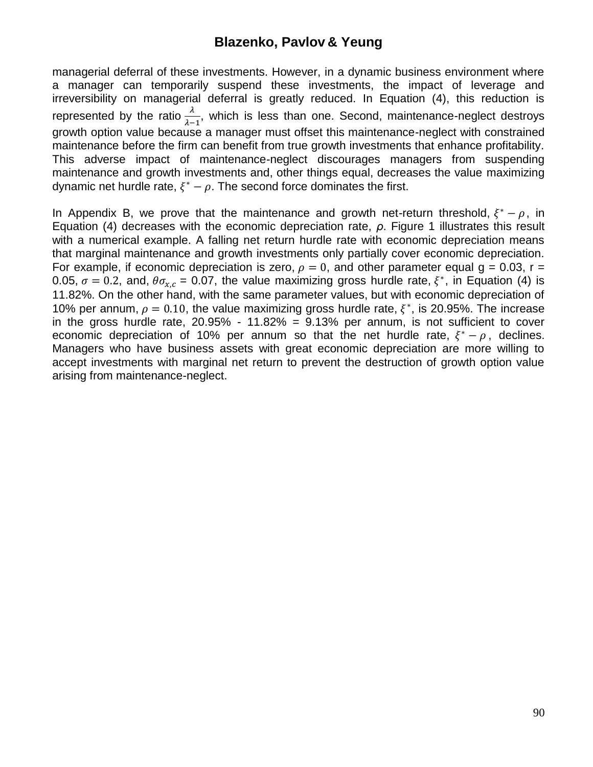managerial deferral of these investments. However, in a dynamic business environment where a manager can temporarily suspend these investments, the impact of leverage and irreversibility on managerial deferral is greatly reduced. In Equation (4), this reduction is represented by the ratio $\frac{\lambda}{\lambda-1}$, which is less than one. Second, maintenance-neglect destroys growth option value because a manager must offset this maintenance-neglect with constrained maintenance before the firm can benefit from true growth investments that enhance profitability. This adverse impact of maintenance-neglect discourages managers from suspending maintenance and growth investments and, other things equal, decreases the value maximizing dynamic net hurdle rate, $\xi^* - \rho$. The second force dominates the first.

In Appendix B, we prove that the maintenance and growth net-return threshold, $\xi^* - \rho$, in Equation (4) decreases with the economic depreciation rate, $\rho$. Figure 1 illustrates this result with a numerical example. A falling net return hurdle rate with economic depreciation means that marginal maintenance and growth investments only partially cover economic depreciation. For example, if economic depreciation is zero, $\rho = 0$, and other parameter equal g = 0.03, r = 0.05, $\sigma = 0.2$, and, $\theta\sigma_{x,c}$ = 0.07, the value maximizing gross hurdle rate, $\xi^*$, in Equation (4) is 11.82%. On the other hand, with the same parameter values, but with economic depreciation of 10% per annum, $\rho = 0.10$, the value maximizing gross hurdle rate, $\xi^*$, is 20.95%. The increase in the gross hurdle rate, 20.95% - 11.82% = 9.13% per annum, is not sufficient to cover economic depreciation of 10% per annum so that the net hurdle rate, $\xi^* - \rho$, declines. Managers who have business assets with great economic depreciation are more willing to accept investments with marginal net return to prevent the destruction of growth option value arising from maintenance-neglect.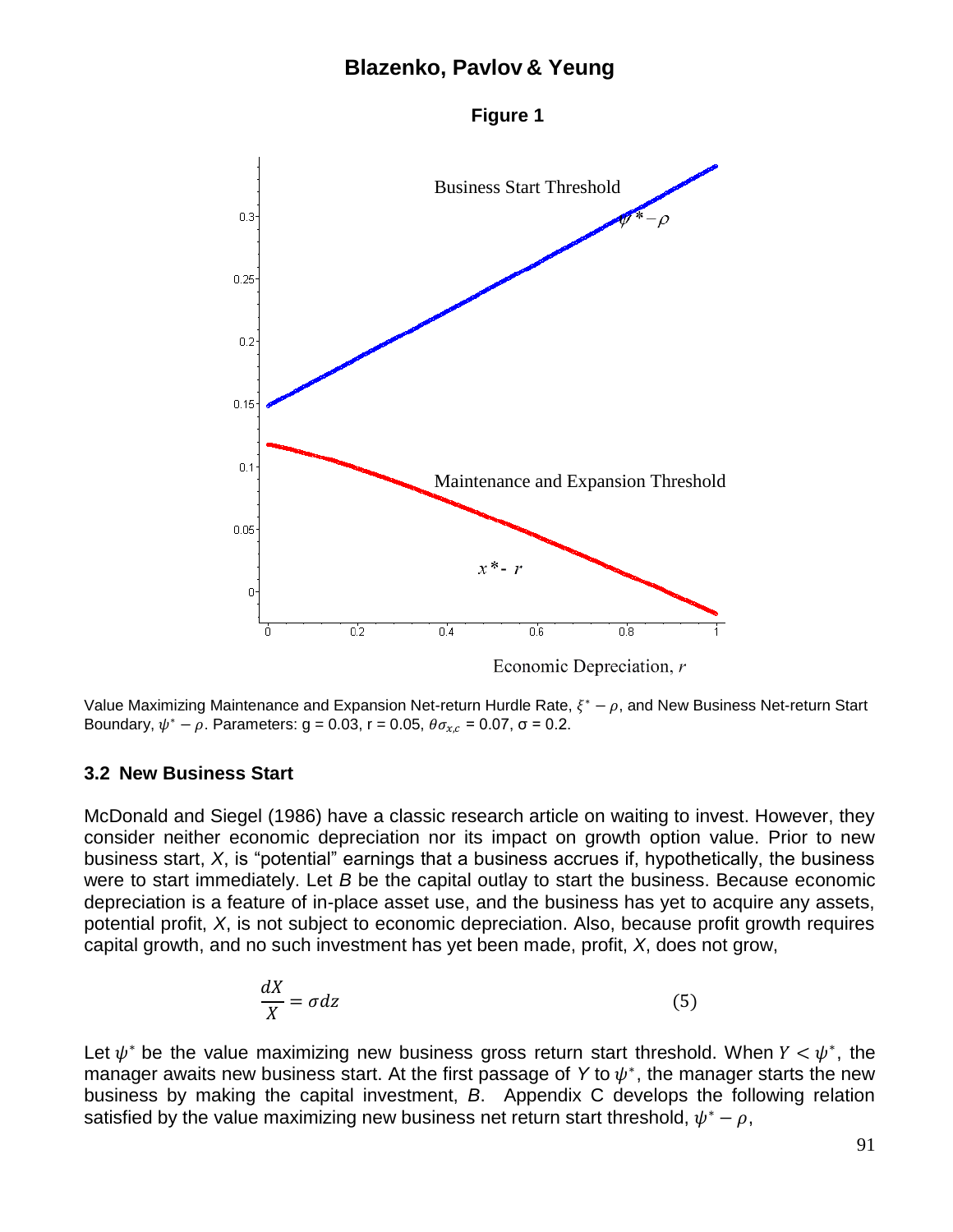**Figure 1**

Value Maximizing Maintenance and Expansion Net-return Hurdle Rate, $\xi^* - \rho$, and New Business Net-return Start Boundary, $\psi^* - \rho$. Parameters: g = 0.03, r = 0.05, $\theta\sigma_{x,c}$ = 0.07, σ = 0.2.

### 3.2 New Business Start

McDonald and Siegel (1986) have a classic research article on waiting to invest. However, they consider neither economic depreciation nor its impact on growth option value. Prior to new business start, *X*, is "potential" earnings that a business accrues if, hypothetically, the business were to start immediately. Let *B* be the capital outlay to start the business. Because economic depreciation is a feature of in-place asset use, and the business has yet to acquire any assets, potential profit, *X*, is not subject to economic depreciation. Also, because profit growth requires capital growth, and no such investment has yet been made, profit, *X*, does not grow,

$$\frac{dX}{X} = \sigma dz \tag{5}$$

Let $\psi^*$ be the value maximizing new business gross return start threshold. When $Y < \psi^*$, the manager awaits new business start. At the first passage of *Y* to $\psi^*$, the manager starts the new business by making the capital investment, *B*. Appendix C develops the following relation satisfied by the value maximizing new business net return start threshold, $\psi^* - \rho$,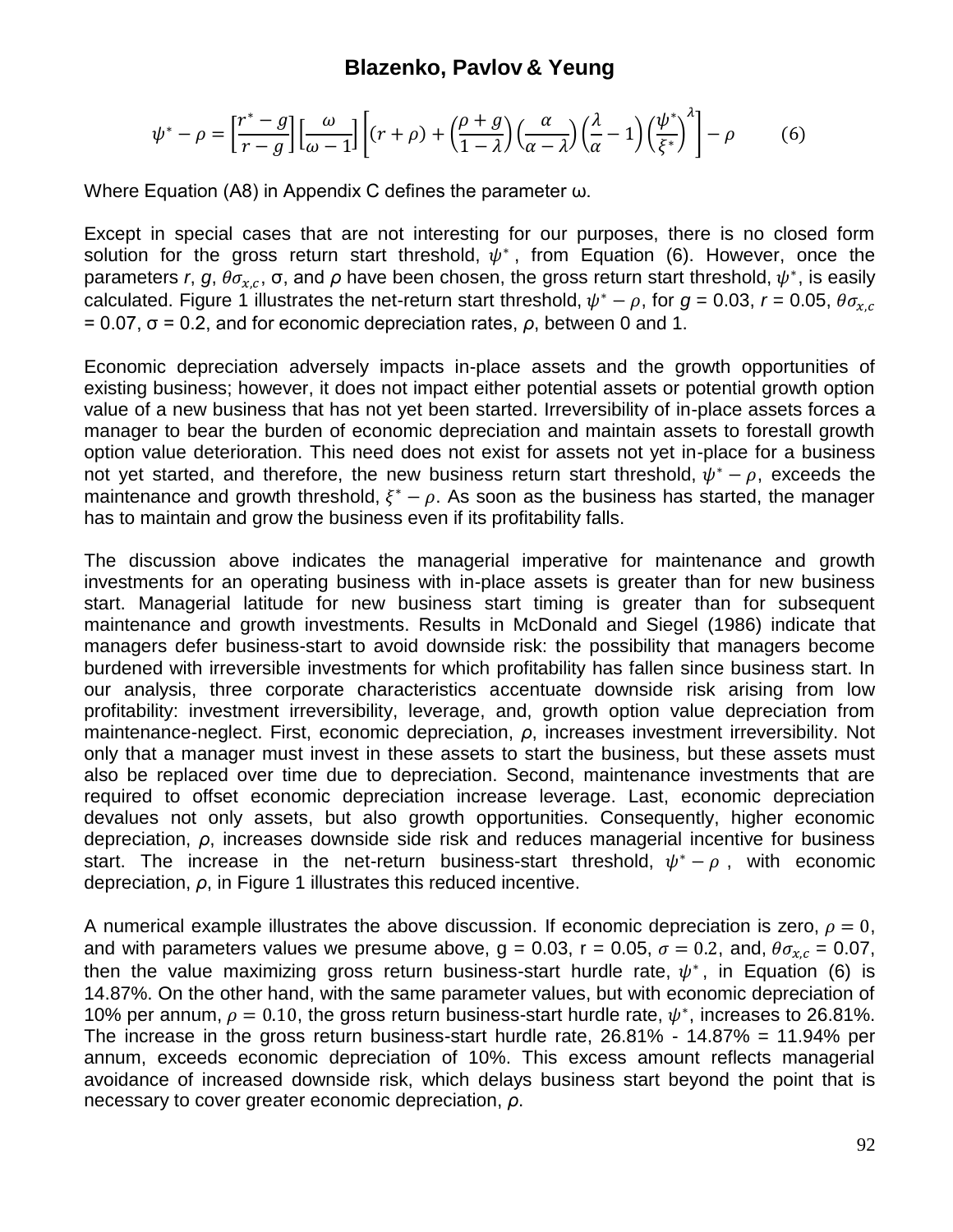$$\psi^* - \rho = \left[\frac{r^* - g}{r - g}\right]\left[\frac{\omega}{\omega - 1}\right]\left[(r + \rho) + \left(\frac{\rho + g}{1 - \lambda}\right)\left(\frac{\alpha}{\alpha - \lambda}\right)\left(\frac{\lambda}{\alpha} - 1\right)\left(\frac{\psi^*}{\xi^*}\right)^{\lambda}\right] - \rho \qquad (6)$$

Where Equation (A8) in Appendix C defines the parameter ω.

Except in special cases that are not interesting for our purposes, there is no closed form solution for the gross return start threshold, $\psi^*$, from Equation (6). However, once the parameters *r*, *g*, $\theta\sigma_{x,c}$, σ, and $\rho$ have been chosen, the gross return start threshold, $\psi^*$, is easily calculated. Figure 1 illustrates the net-return start threshold, $\psi^* - \rho$, for $g$ = 0.03, $r$ = 0.05, $\theta\sigma_{x,c}$ = 0.07, σ = 0.2, and for economic depreciation rates, $\rho$, between 0 and 1.

Economic depreciation adversely impacts in-place assets and the growth opportunities of existing business; however, it does not impact either potential assets or potential growth option value of a new business that has not yet been started. Irreversibility of in-place assets forces a manager to bear the burden of economic depreciation and maintain assets to forestall growth option value deterioration. This need does not exist for assets not yet in-place for a business not yet started, and therefore, the new business return start threshold, $\psi^* - \rho$, exceeds the maintenance and growth threshold, $\xi^* - \rho$. As soon as the business has started, the manager has to maintain and grow the business even if its profitability falls.

The discussion above indicates the managerial imperative for maintenance and growth investments for an operating business with in-place assets is greater than for new business start. Managerial latitude for new business start timing is greater than for subsequent maintenance and growth investments. Results in McDonald and Siegel (1986) indicate that managers defer business-start to avoid downside risk: the possibility that managers become burdened with irreversible investments for which profitability has fallen since business start. In our analysis, three corporate characteristics accentuate downside risk arising from low profitability: investment irreversibility, leverage, and, growth option value depreciation from maintenance-neglect. First, economic depreciation, $\rho$, increases investment irreversibility. Not only that a manager must invest in these assets to start the business, but these assets must also be replaced over time due to depreciation. Second, maintenance investments that are required to offset economic depreciation increase leverage. Last, economic depreciation devalues not only assets, but also growth opportunities. Consequently, higher economic depreciation, $\rho$, increases downside side risk and reduces managerial incentive for business start. The increase in the net-return business-start threshold, $\psi^* - \rho$, with economic depreciation, $\rho$, in Figure 1 illustrates this reduced incentive.

A numerical example illustrates the above discussion. If economic depreciation is zero, $\rho = 0$, and with parameters values we presume above, g = 0.03, r = 0.05, $\sigma = 0.2$, and, $\theta\sigma_{x,c}$ = 0.07, then the value maximizing gross return business-start hurdle rate, $\psi^*$, in Equation (6) is 14.87%. On the other hand, with the same parameter values, but with economic depreciation of 10% per annum, $\rho = 0.10$, the gross return business-start hurdle rate, $\psi^*$, increases to 26.81%. The increase in the gross return business-start hurdle rate, 26.81% - 14.87% = 11.94% per annum, exceeds economic depreciation of 10%. This excess amount reflects managerial avoidance of increased downside risk, which delays business start beyond the point that is necessary to cover greater economic depreciation, $\rho$.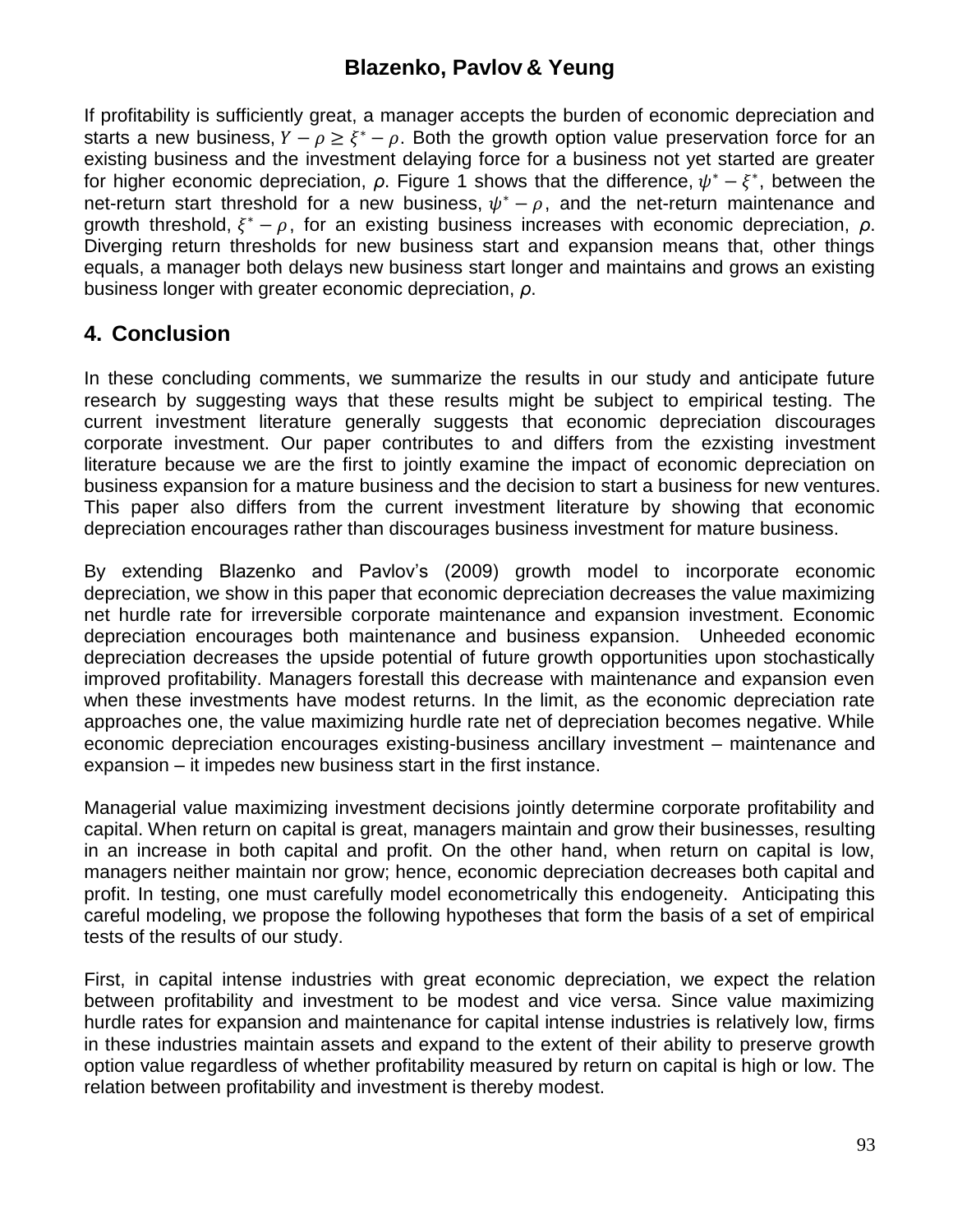If profitability is sufficiently great, a manager accepts the burden of economic depreciation and starts a new business, $Y - \rho \geq \xi^* - \rho$. Both the growth option value preservation force for an existing business and the investment delaying force for a business not yet started are greater for higher economic depreciation, $\rho$. Figure 1 shows that the difference, $\psi^* - \xi^*$, between the net-return start threshold for a new business, $\psi^* - \rho$, and the net-return maintenance and growth threshold, $\xi^* - \rho$, for an existing business increases with economic depreciation, $\rho$. Diverging return thresholds for new business start and expansion means that, other things equals, a manager both delays new business start longer and maintains and grows an existing business longer with greater economic depreciation, $\rho$.

## 4. Conclusion

In these concluding comments, we summarize the results in our study and anticipate future research by suggesting ways that these results might be subject to empirical testing. The current investment literature generally suggests that economic depreciation discourages corporate investment. Our paper contributes to and differs from the ezxisting investment literature because we are the first to jointly examine the impact of economic depreciation on business expansion for a mature business and the decision to start a business for new ventures. This paper also differs from the current investment literature by showing that economic depreciation encourages rather than discourages business investment for mature business.

By extending Blazenko and Pavlov's (2009) growth model to incorporate economic depreciation, we show in this paper that economic depreciation decreases the value maximizing net hurdle rate for irreversible corporate maintenance and expansion investment. Economic depreciation encourages both maintenance and business expansion. Unheeded economic depreciation decreases the upside potential of future growth opportunities upon stochastically improved profitability. Managers forestall this decrease with maintenance and expansion even when these investments have modest returns. In the limit, as the economic depreciation rate approaches one, the value maximizing hurdle rate net of depreciation becomes negative. While economic depreciation encourages existing-business ancillary investment – maintenance and expansion – it impedes new business start in the first instance.

Managerial value maximizing investment decisions jointly determine corporate profitability and capital. When return on capital is great, managers maintain and grow their businesses, resulting in an increase in both capital and profit. On the other hand, when return on capital is low, managers neither maintain nor grow; hence, economic depreciation decreases both capital and profit. In testing, one must carefully model econometrically this endogeneity. Anticipating this careful modeling, we propose the following hypotheses that form the basis of a set of empirical tests of the results of our study.

First, in capital intense industries with great economic depreciation, we expect the relation between profitability and investment to be modest and vice versa. Since value maximizing hurdle rates for expansion and maintenance for capital intense industries is relatively low, firms in these industries maintain assets and expand to the extent of their ability to preserve growth option value regardless of whether profitability measured by return on capital is high or low. The relation between profitability and investment is thereby modest.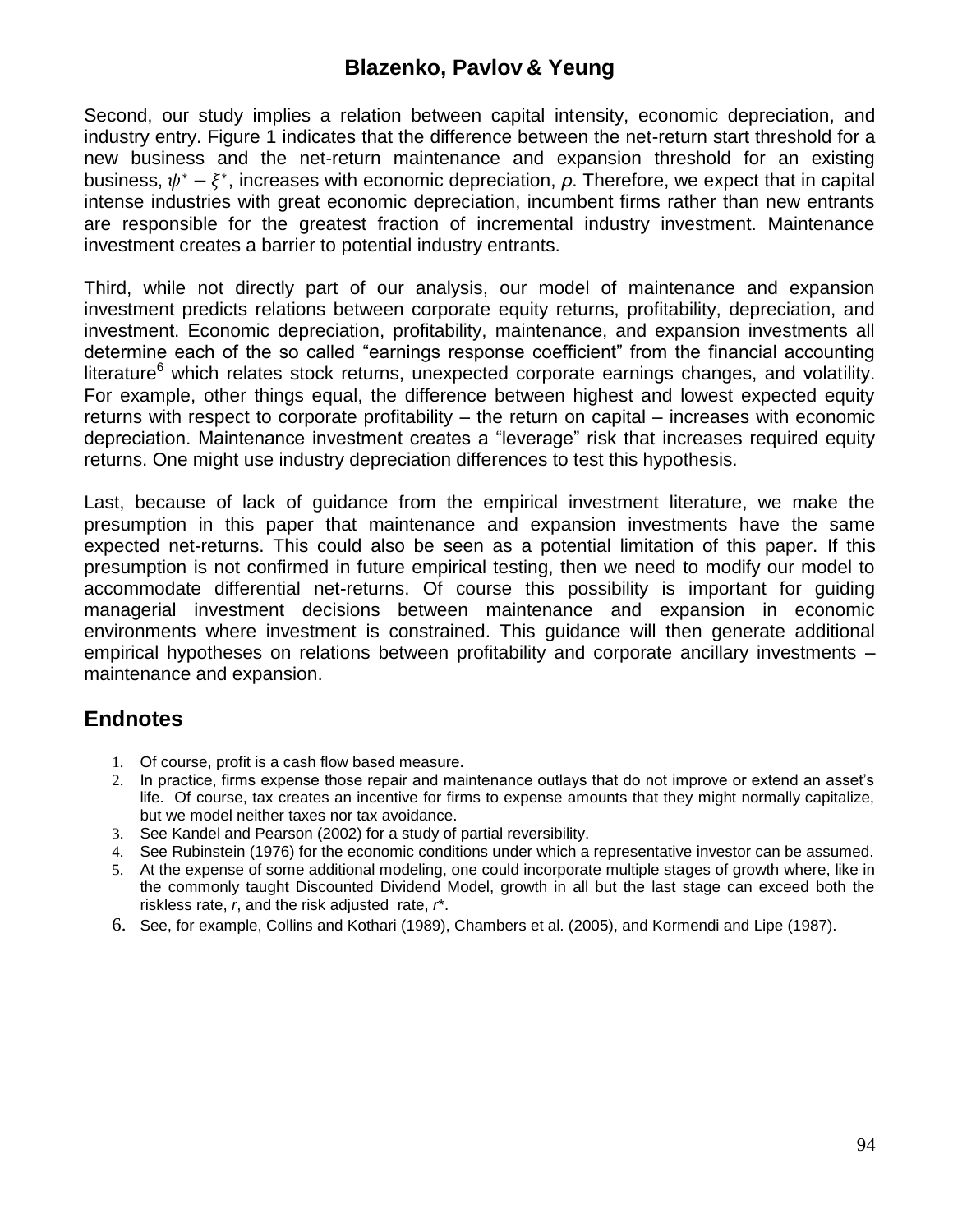Second, our study implies a relation between capital intensity, economic depreciation, and industry entry. Figure 1 indicates that the difference between the net-return start threshold for a new business and the net-return maintenance and expansion threshold for an existing business, $\psi^* - \xi^*$, increases with economic depreciation, $\rho$. Therefore, we expect that in capital intense industries with great economic depreciation, incumbent firms rather than new entrants are responsible for the greatest fraction of incremental industry investment. Maintenance investment creates a barrier to potential industry entrants.

Third, while not directly part of our analysis, our model of maintenance and expansion investment predicts relations between corporate equity returns, profitability, depreciation, and investment. Economic depreciation, profitability, maintenance, and expansion investments all determine each of the so called "earnings response coefficient" from the financial accounting literature[6] which relates stock returns, unexpected corporate earnings changes, and volatility. For example, other things equal, the difference between highest and lowest expected equity returns with respect to corporate profitability – the return on capital – increases with economic depreciation. Maintenance investment creates a "leverage" risk that increases required equity returns. One might use industry depreciation differences to test this hypothesis.

Last, because of lack of guidance from the empirical investment literature, we make the presumption in this paper that maintenance and expansion investments have the same expected net-returns. This could also be seen as a potential limitation of this paper. If this presumption is not confirmed in future empirical testing, then we need to modify our model to accommodate differential net-returns. Of course this possibility is important for guiding managerial investment decisions between maintenance and expansion in economic environments where investment is constrained. This guidance will then generate additional empirical hypotheses on relations between profitability and corporate ancillary investments – maintenance and expansion.

## Endnotes

1. Of course, profit is a cash flow based measure.
2. In practice, firms expense those repair and maintenance outlays that do not improve or extend an asset's life. Of course, tax creates an incentive for firms to expense amounts that they might normally capitalize, but we model neither taxes nor tax avoidance.
3. See Kandel and Pearson (2002) for a study of partial reversibility.
4. See Rubinstein (1976) for the economic conditions under which a representative investor can be assumed.
5. At the expense of some additional modeling, one could incorporate multiple stages of growth where, like in the commonly taught Discounted Dividend Model, growth in all but the last stage can exceed both the riskless rate, $r$, and the risk adjusted rate, $r^*$.
6. See, for example, Collins and Kothari (1989), Chambers et al. (2005), and Kormendi and Lipe (1987).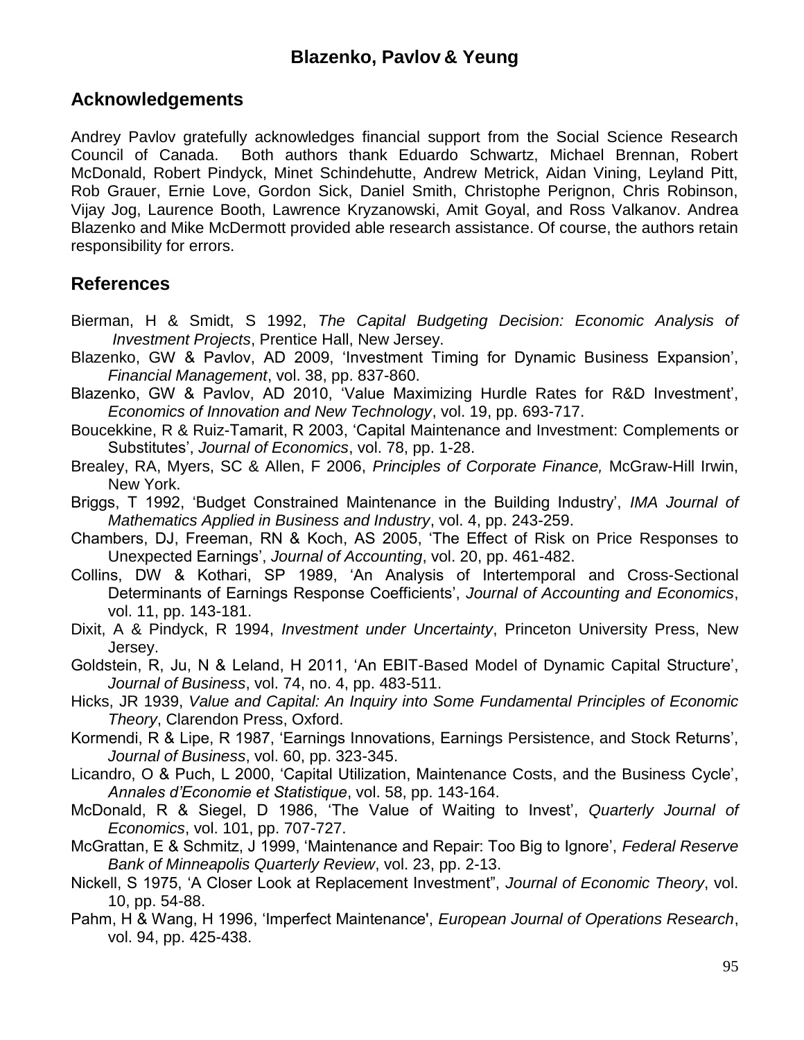## Acknowledgements

Andrey Pavlov gratefully acknowledges financial support from the Social Science Research Council of Canada. Both authors thank Eduardo Schwartz, Michael Brennan, Robert McDonald, Robert Pindyck, Minet Schindehutte, Andrew Metrick, Aidan Vining, Leyland Pitt, Rob Grauer, Ernie Love, Gordon Sick, Daniel Smith, Christophe Perignon, Chris Robinson, Vijay Jog, Laurence Booth, Lawrence Kryzanowski, Amit Goyal, and Ross Valkanov. Andrea Blazenko and Mike McDermott provided able research assistance. Of course, the authors retain responsibility for errors.

## References

Bierman, H & Smidt, S 1992, *The Capital Budgeting Decision: Economic Analysis of Investment Projects*, Prentice Hall, New Jersey.

Blazenko, GW & Pavlov, AD 2009, 'Investment Timing for Dynamic Business Expansion', *Financial Management*, vol. 38, pp. 837-860.

Blazenko, GW & Pavlov, AD 2010, 'Value Maximizing Hurdle Rates for R&D Investment', *Economics of Innovation and New Technology*, vol. 19, pp. 693-717.

Boucekkine, R & Ruiz-Tamarit, R 2003, 'Capital Maintenance and Investment: Complements or Substitutes', *Journal of Economics*, vol. 78, pp. 1-28.

Brealey, RA, Myers, SC & Allen, F 2006, *Principles of Corporate Finance,* McGraw-Hill Irwin, New York.

Briggs, T 1992, 'Budget Constrained Maintenance in the Building Industry', *IMA Journal of Mathematics Applied in Business and Industry*, vol. 4, pp. 243-259.

Chambers, DJ, Freeman, RN & Koch, AS 2005, 'The Effect of Risk on Price Responses to Unexpected Earnings', *Journal of Accounting*, vol. 20, pp. 461-482.

Collins, DW & Kothari, SP 1989, 'An Analysis of Intertemporal and Cross-Sectional Determinants of Earnings Response Coefficients', *Journal of Accounting and Economics*, vol. 11, pp. 143-181.

Dixit, A & Pindyck, R 1994, *Investment under Uncertainty*, Princeton University Press, New Jersey.

Goldstein, R, Ju, N & Leland, H 2011, 'An EBIT-Based Model of Dynamic Capital Structure', *Journal of Business*, vol. 74, no. 4, pp. 483-511.

Hicks, JR 1939, *Value and Capital: An Inquiry into Some Fundamental Principles of Economic Theory*, Clarendon Press, Oxford.

Kormendi, R & Lipe, R 1987, 'Earnings Innovations, Earnings Persistence, and Stock Returns', *Journal of Business*, vol. 60, pp. 323-345.

Licandro, O & Puch, L 2000, 'Capital Utilization, Maintenance Costs, and the Business Cycle', *Annales d'Economie et Statistique*, vol. 58, pp. 143-164.

McDonald, R & Siegel, D 1986, 'The Value of Waiting to Invest', *Quarterly Journal of Economics*, vol. 101, pp. 707-727.

McGrattan, E & Schmitz, J 1999, 'Maintenance and Repair: Too Big to Ignore', *Federal Reserve Bank of Minneapolis Quarterly Review*, vol. 23, pp. 2-13.

Nickell, S 1975, 'A Closer Look at Replacement Investment", *Journal of Economic Theory*, vol. 10, pp. 54-88.

Pahm, H & Wang, H 1996, 'Imperfect Maintenance', *European Journal of Operations Research*, vol. 94, pp. 425-438.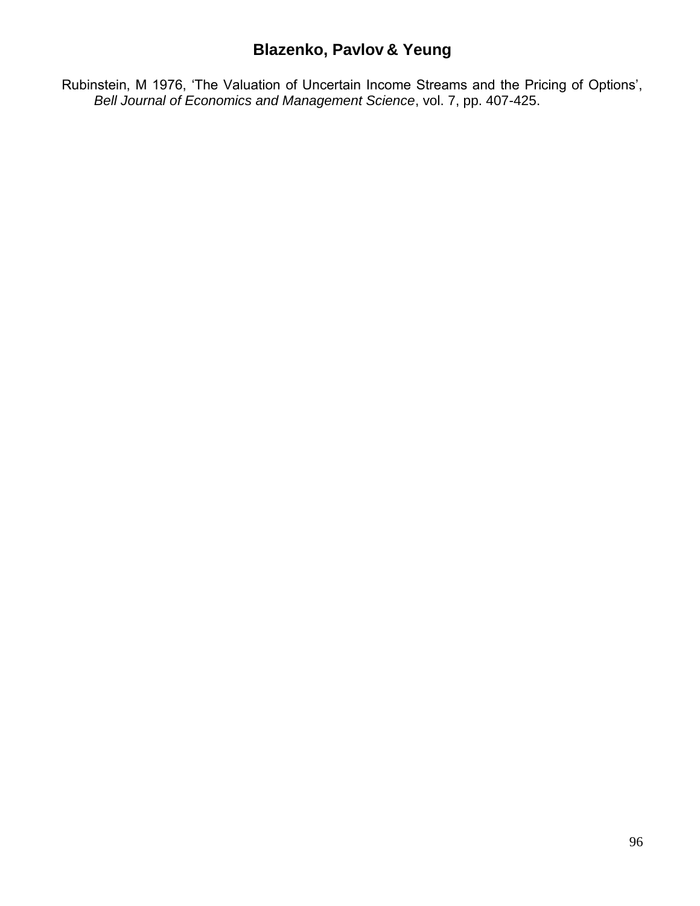Rubinstein, M 1976, 'The Valuation of Uncertain Income Streams and the Pricing of Options', *Bell Journal of Economics and Management Science*, vol. 7, pp. 407-425.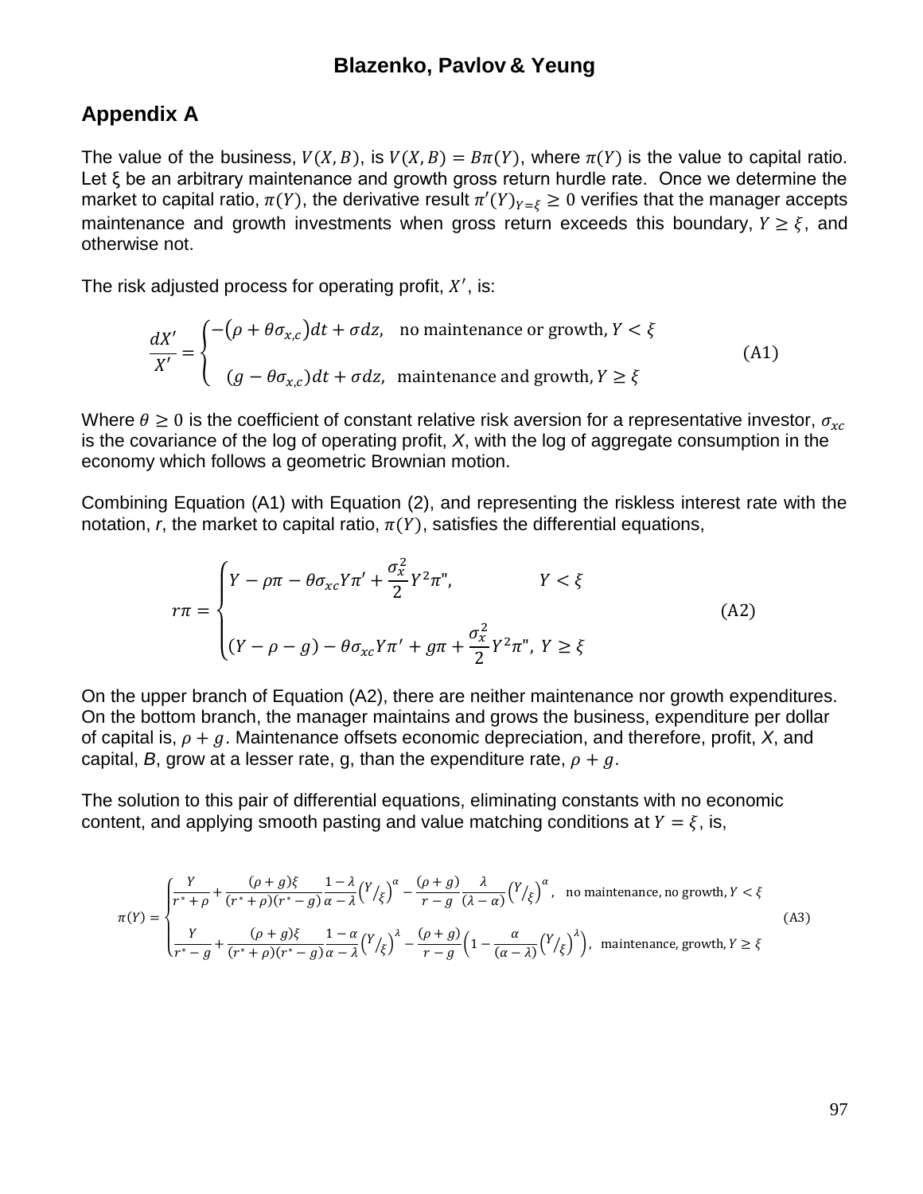## Appendix A

The value of the business, $V(X, B)$, is $V(X, B) = B\pi(Y)$, where $\pi(Y)$ is the value to capital ratio. Let ξ be an arbitrary maintenance and growth gross return hurdle rate. Once we determine the market to capital ratio, $\pi(Y)$, the derivative result $\pi'(Y)_{Y=\xi} \geq 0$ verifies that the manager accepts maintenance and growth investments when gross return exceeds this boundary, $Y \geq \xi$, and otherwise not.

The risk adjusted process for operating profit, $X'$, is:

$$\frac{dX'}{X'} = \begin{cases} -\left(\rho + \theta\sigma_{x,c}\right)dt + \sigma dz, & \text{no maintenance or growth, } Y < \xi \\ \\ \left(g - \theta\sigma_{x,c}\right)dt + \sigma dz, & \text{maintenance and growth, } Y \geq \xi \end{cases} \tag{A1}$$

Where $\theta \geq 0$ is the coefficient of constant relative risk aversion for a representative investor, $\sigma_{xc}$ is the covariance of the log of operating profit, $X$, with the log of aggregate consumption in the economy which follows a geometric Brownian motion.

Combining Equation (A1) with Equation (2), and representing the riskless interest rate with the notation, *r*, the market to capital ratio, $\pi(Y)$, satisfies the differential equations,

$$r\pi = \begin{cases} Y - \rho\pi - \theta\sigma_{xc}Y\pi' + \dfrac{\sigma_x^2}{2}Y^2\pi'', & Y < \xi \\ \\ (Y - \rho - g) - \theta\sigma_{xc}Y\pi' + g\pi + \dfrac{\sigma_x^2}{2}Y^2\pi'', & Y \geq \xi \end{cases} \tag{A2}$$

On the upper branch of Equation (A2), there are neither maintenance nor growth expenditures. On the bottom branch, the manager maintains and grows the business, expenditure per dollar of capital is, $\rho + g$. Maintenance offsets economic depreciation, and therefore, profit, *X*, and capital, *B*, grow at a lesser rate, g, than the expenditure rate, $\rho + g$.

The solution to this pair of differential equations, eliminating constants with no economic content, and applying smooth pasting and value matching conditions at $Y = \xi$, is,

$$\pi(Y) = \begin{cases} \dfrac{Y}{r^* + \rho} + \dfrac{(\rho + g)\xi}{(r^* + \rho)(r^* - g)}\dfrac{1 - \lambda}{\alpha - \lambda}\left(Y/\xi\right)^{\alpha} - \dfrac{(\rho + g)}{r - g}\dfrac{\lambda}{(\lambda - \alpha)}\left(Y/\xi\right)^{\alpha}, & \text{no maintenance, no growth, } Y < \xi \\ \\ \dfrac{Y}{r^* - g} + \dfrac{(\rho + g)\xi}{(r^* + \rho)(r^* - g)}\dfrac{1 - \alpha}{\alpha - \lambda}\left(Y/\xi\right)^{\lambda} - \dfrac{(\rho + g)}{r - g}\left(1 - \dfrac{\alpha}{(\alpha - \lambda)}\left(Y/\xi\right)^{\lambda}\right), & \text{maintenance, growth, } Y \geq \xi \end{cases} \tag{A3}$$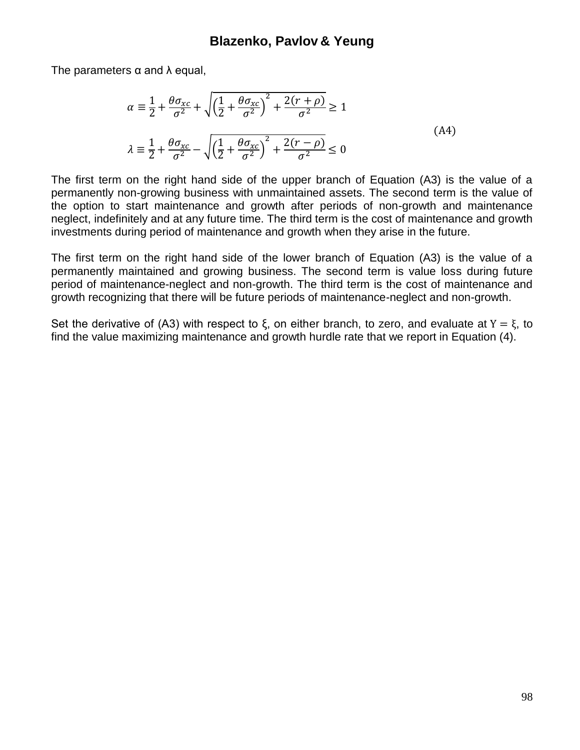The parameters α and λ equal,

$$
\begin{aligned}
\alpha &\equiv \frac{1}{2} + \frac{\theta \sigma_{xc}}{\sigma^2} + \sqrt{\left(\frac{1}{2} + \frac{\theta \sigma_{xc}}{\sigma^2}\right)^2 + \frac{2(r+\rho)}{\sigma^2}} \geq 1 \\
\lambda &\equiv \frac{1}{2} + \frac{\theta \sigma_{xc}}{\sigma^2} - \sqrt{\left(\frac{1}{2} + \frac{\theta \sigma_{xc}}{\sigma^2}\right)^2 + \frac{2(r-\rho)}{\sigma^2}} \leq 0
\end{aligned}
\tag{A4}
$$

The first term on the right hand side of the upper branch of Equation (A3) is the value of a permanently non-growing business with unmaintained assets. The second term is the value of the option to start maintenance and growth after periods of non-growth and maintenance neglect, indefinitely and at any future time. The third term is the cost of maintenance and growth investments during period of maintenance and growth when they arise in the future.

The first term on the right hand side of the lower branch of Equation (A3) is the value of a permanently maintained and growing business. The second term is value loss during future period of maintenance-neglect and non-growth. The third term is the cost of maintenance and growth recognizing that there will be future periods of maintenance-neglect and non-growth.

Set the derivative of (A3) with respect to $\xi$, on either branch, to zero, and evaluate at $\Upsilon = \xi$, to find the value maximizing maintenance and growth hurdle rate that we report in Equation (4).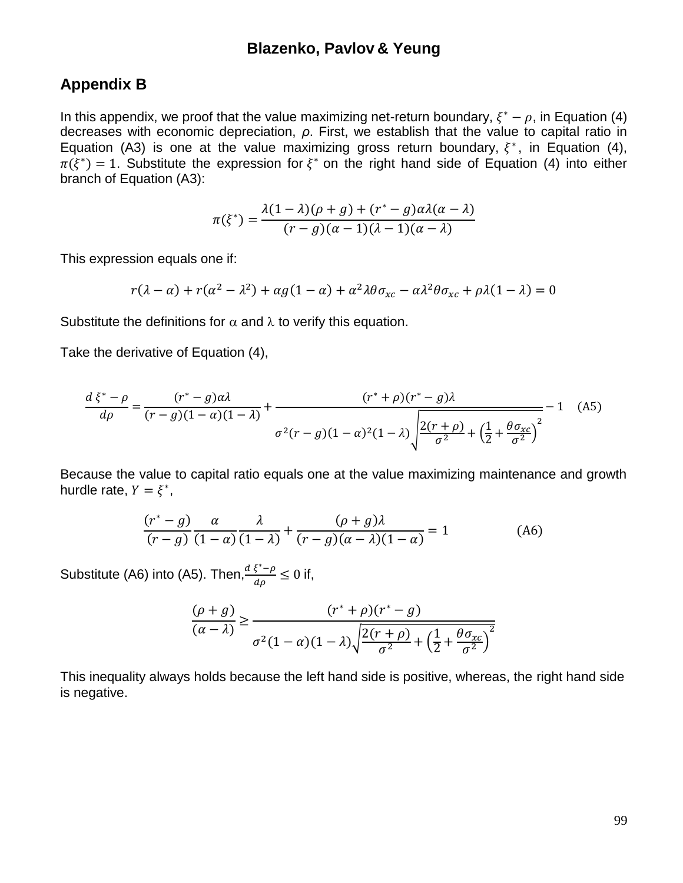## Appendix B

In this appendix, we proof that the value maximizing net-return boundary, $\xi^* - \rho$, in Equation (4) decreases with economic depreciation, $\rho$. First, we establish that the value to capital ratio in Equation (A3) is one at the value maximizing gross return boundary, $\xi^*$, in Equation (4), $\pi(\xi^*) = 1$. Substitute the expression for $\xi^*$ on the right hand side of Equation (4) into either branch of Equation (A3):

$$\pi(\xi^*) = \frac{\lambda(1-\lambda)(\rho+g) + (r^* - g)\alpha\lambda(\alpha-\lambda)}{(r-g)(\alpha-1)(\lambda-1)(\alpha-\lambda)}$$

This expression equals one if:

$$r(\lambda - \alpha) + r(\alpha^2 - \lambda^2) + \alpha g(1-\alpha) + \alpha^2\lambda\theta\sigma_{xc} - \alpha\lambda^2\theta\sigma_{xc} + \rho\lambda(1-\lambda) = 0$$

Substitute the definitions for $\alpha$ and $\lambda$ to verify this equation.

Take the derivative of Equation (4),

$$\frac{d\,\xi^* - \rho}{d\rho} = \frac{(r^* - g)\alpha\lambda}{(r-g)(1-\alpha)(1-\lambda)} + \frac{(r^* + \rho)(r^* - g)\lambda}{\sigma^2(r-g)(1-\alpha)^2(1-\lambda)\sqrt{\frac{2(r+\rho)}{\sigma^2} + \left(\frac{1}{2} + \frac{\theta\sigma_{xc}}{\sigma^2}\right)^2}} - 1 \quad \text{(A5)}$$

Because the value to capital ratio equals one at the value maximizing maintenance and growth hurdle rate, $Y = \xi^*$,

$$\frac{(r^* - g)}{(r-g)}\frac{\alpha}{(1-\alpha)}\frac{\lambda}{(1-\lambda)} + \frac{(\rho+g)\lambda}{(r-g)(\alpha-\lambda)(1-\alpha)} = 1 \quad \text{(A6)}$$

Substitute (A6) into (A5). Then, $\frac{d\,\xi^* - \rho}{d\rho} \le 0$ if,

$$\frac{(\rho+g)}{(\alpha-\lambda)} \ge \frac{(r^* + \rho)(r^* - g)}{\sigma^2(1-\alpha)(1-\lambda)\sqrt{\frac{2(r+\rho)}{\sigma^2} + \left(\frac{1}{2} + \frac{\theta\sigma_{xc}}{\sigma^2}\right)^2}}$$

This inequality always holds because the left hand side is positive, whereas, the right hand side is negative.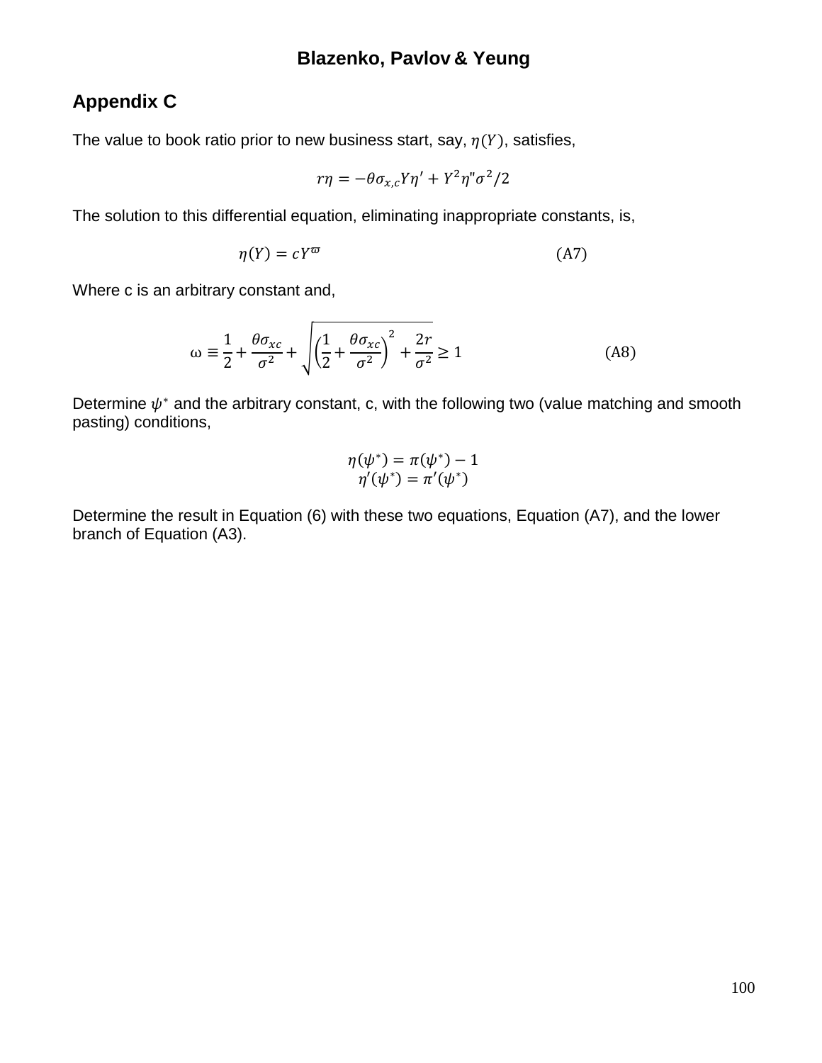## Appendix C

The value to book ratio prior to new business start, say, $\eta(Y)$, satisfies,

$$r\eta = -\theta\sigma_{x,c}Y\eta' + Y^2\eta''\sigma^2/2$$

The solution to this differential equation, eliminating inappropriate constants, is,

$$\eta(Y) = cY^{\varpi} \qquad \text{(A7)}$$

Where c is an arbitrary constant and,

$$\omega \equiv \frac{1}{2} + \frac{\theta\sigma_{xc}}{\sigma^2} + \sqrt{\left(\frac{1}{2} + \frac{\theta\sigma_{xc}}{\sigma^2}\right)^2 + \frac{2r}{\sigma^2}} \geq 1 \qquad \text{(A8)}$$

Determine $\psi^*$ and the arbitrary constant, c, with the following two (value matching and smooth pasting) conditions,

$$\eta(\psi^*) = \pi(\psi^*) - 1$$
$$\eta'(\psi^*) = \pi'(\psi^*)$$

Determine the result in Equation (6) with these two equations, Equation (A7), and the lower branch of Equation (A3).